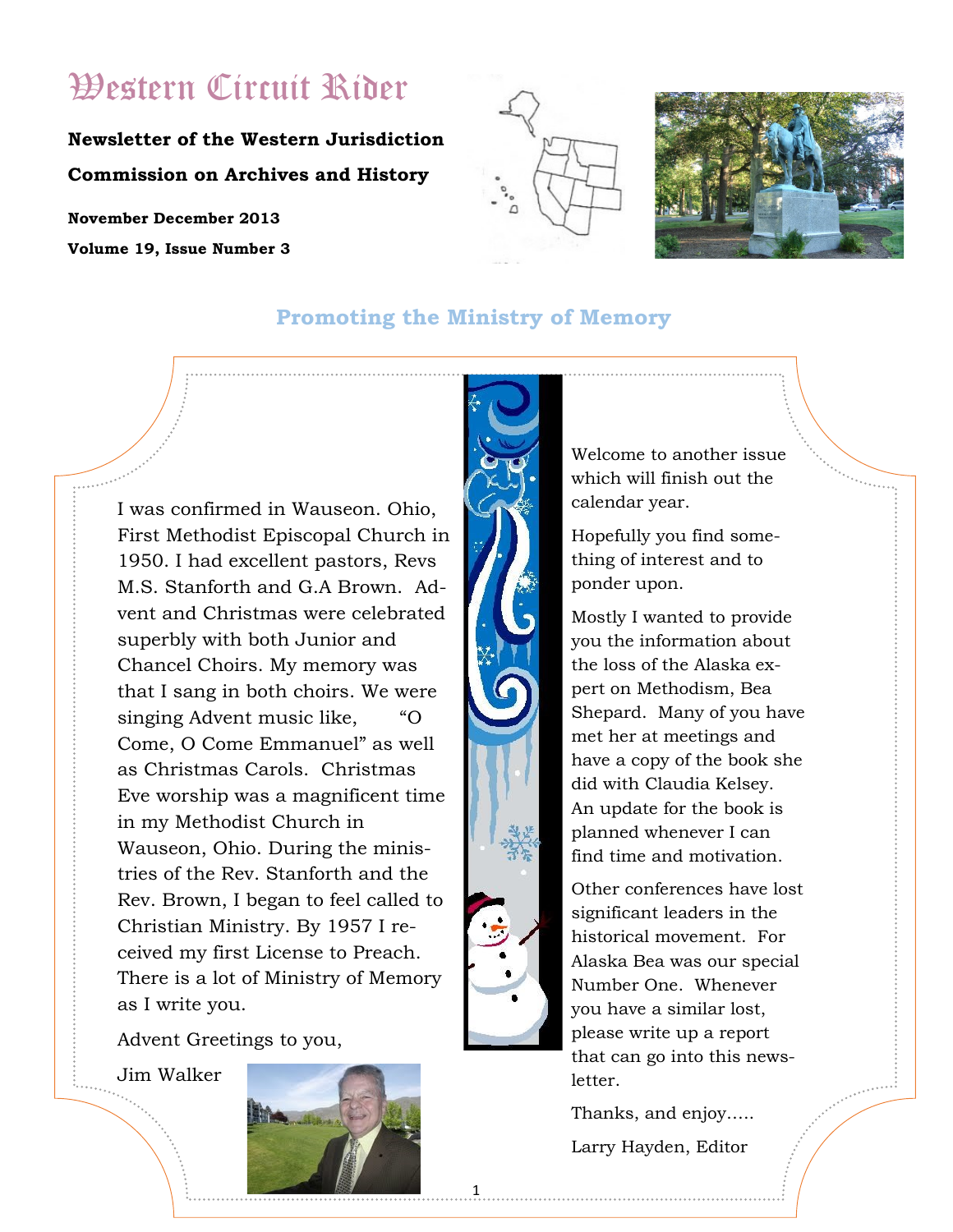# Western Circuit Rider

**Newsletter of the Western Jurisdiction Commission on Archives and History**

**November December 2013**

**Volume 19, Issue Number 3**

## Promoting the Ministry of Memory

I was confirmed in Wauseon. Ohio, First Methodist Episcopal Church in 1950. I had excellent pastors, Revs M.S. Stanforth and G.A Brown. Advent and Christmas were celebrated superbly with both Junior and Chancel Choirs. My memory was that I sang in both choirs. We were singing Advent music like, "O Come, O Come Emmanuel" as well as Christmas Carols. Christmas Eve worship was a magnificent time in my Methodist Church in Wauseon, Ohio. During the ministries of the Rev. Stanforth and the Rev. Brown, I began to feel called to Christian Ministry. By 1957 I received my first License to Preach. There is a lot of Ministry of Memory as I write you.

Advent Greetings to you,

Jim Walker

Welcome to another issue which will finish out the calendar year.

Hopefully you find something of interest and to ponder upon.

Mostly I wanted to provide you the information about the loss of the Alaska expert on Methodism, Bea Shepard. Many of you have met her at meetings and have a copy of the book she did with Claudia Kelsey. An update for the book is planned whenever I can find time and motivation.

Other conferences have lost significant leaders in the historical movement. For Alaska Bea was our special Number One. Whenever you have a similar lost, please write up a report that can go into this newsletter.

Thanks, and enjoy.....

Larry Hayden, Editor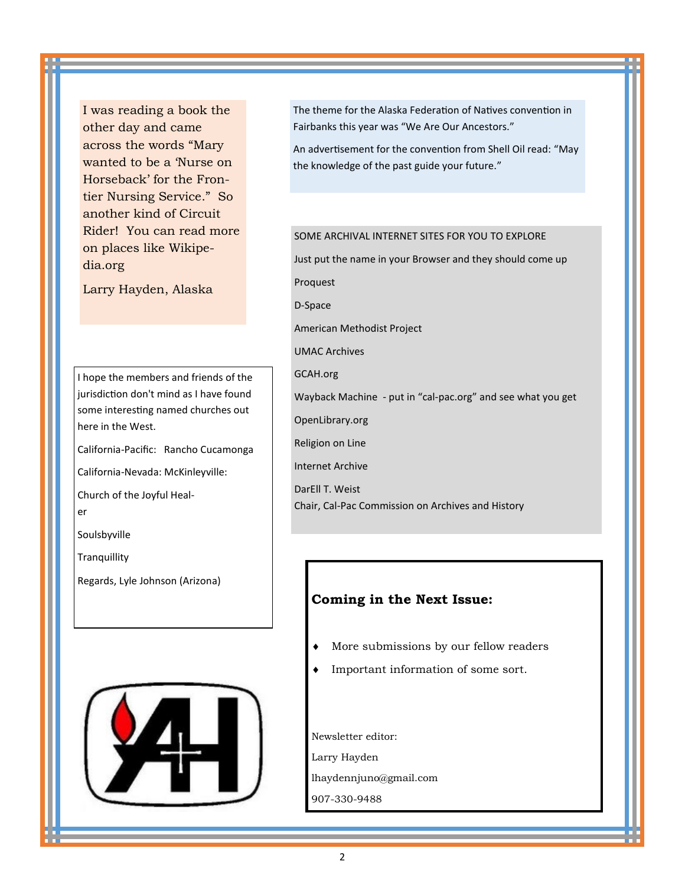I was reading a book the other day and came across the words "Mary wanted to be a 'Nurse on Horseback' for the Frontier Nursing Service." So another kind of Circuit Rider! You can read more on places like Wikipedia.org

Larry Hayden, Alaska

I hope the members and friends of the jurisdiction don't mind as I have found some interesting named churches out here in the West.

California-Pacific: Rancho Cucamonga

California-Nevada: McKinleyville:

Church of the Joyful Healer

Soulsbyville

Tranquillity

Regards, Lyle Johnson (Arizona)

The theme for the Alaska Federation of Natives convention in Fairbanks this year was "We Are Our Ancestors."

An advertisement for the convention from Shell Oil read: "May the knowledge of the past guide your future."

SOME ARCHIVAL INTERNET SITES FOR YOU TO EXPLORE

Just put the name in your Browser and they should come up

Proquest

D-Space

American Methodist Project

UMAC Archives

GCAH.org

Wayback Machine - put in "cal-pac.org" and see what you get

OpenLibrary.org

Religion on Line

Internet Archive

DarEll T. Weist
Chair, Cal-Pac Commission on Archives and History

**Coming in the Next Issue:**

- More submissions by our fellow readers
- Important information of some sort.

Newsletter editor:

Larry Hayden

lhaydennjuno@gmail.com

907-330-9488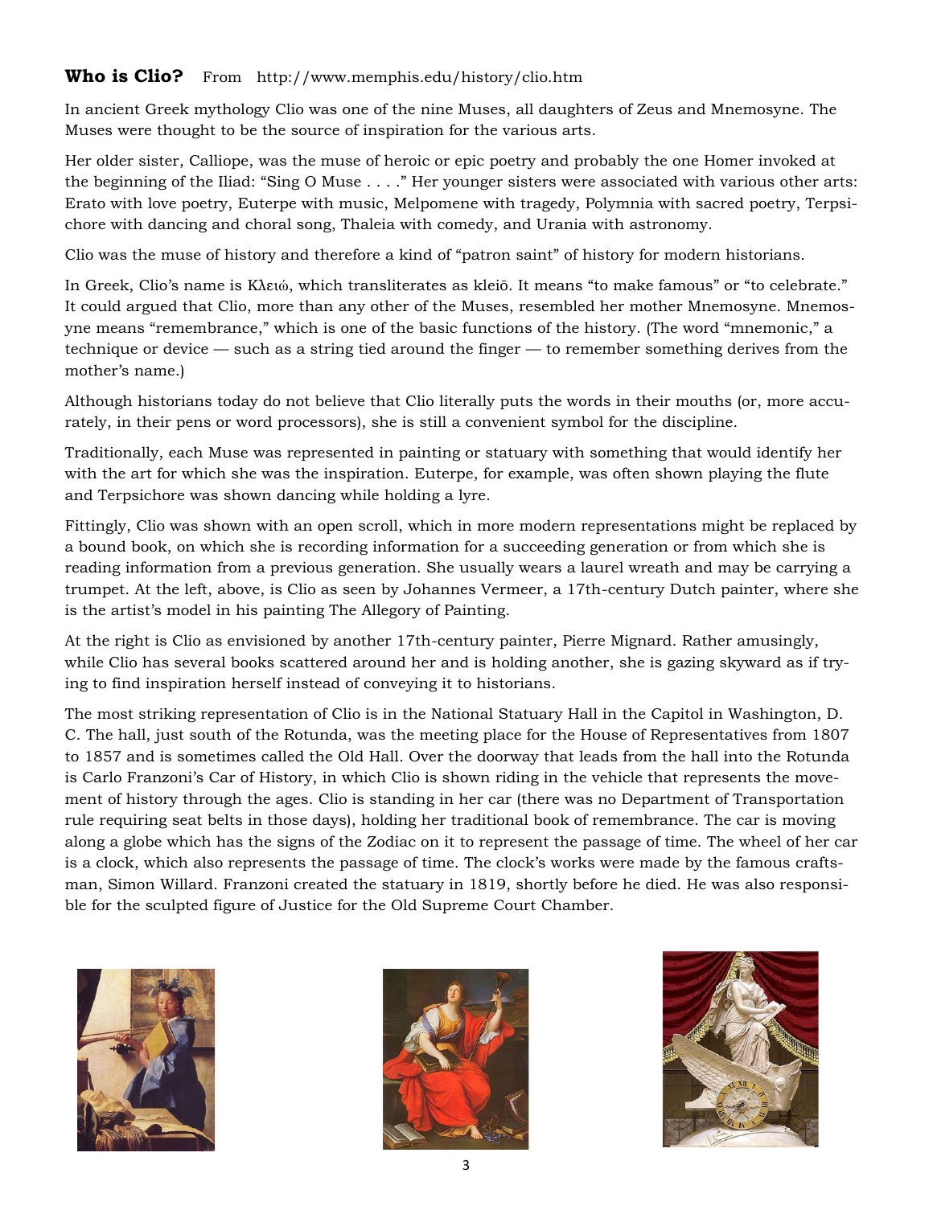**Who is Clio?** From http://www.memphis.edu/history/clio.htm

In ancient Greek mythology Clio was one of the nine Muses, all daughters of Zeus and Mnemosyne. The Muses were thought to be the source of inspiration for the various arts.

Her older sister, Calliope, was the muse of heroic or epic poetry and probably the one Homer invoked at the beginning of the Iliad: "Sing O Muse . . . ." Her younger sisters were associated with various other arts: Erato with love poetry, Euterpe with music, Melpomene with tragedy, Polymnia with sacred poetry, Terpsichore with dancing and choral song, Thaleia with comedy, and Urania with astronomy.

Clio was the muse of history and therefore a kind of "patron saint" of history for modern historians.

In Greek, Clio's name is Κλειώ, which transliterates as kleiō. It means "to make famous" or "to celebrate." It could argued that Clio, more than any other of the Muses, resembled her mother Mnemosyne. Mnemosyne means "remembrance," which is one of the basic functions of the history. (The word "mnemonic," a technique or device — such as a string tied around the finger — to remember something derives from the mother's name.)

Although historians today do not believe that Clio literally puts the words in their mouths (or, more accurately, in their pens or word processors), she is still a convenient symbol for the discipline.

Traditionally, each Muse was represented in painting or statuary with something that would identify her with the art for which she was the inspiration. Euterpe, for example, was often shown playing the flute and Terpsichore was shown dancing while holding a lyre.

Fittingly, Clio was shown with an open scroll, which in more modern representations might be replaced by a bound book, on which she is recording information for a succeeding generation or from which she is reading information from a previous generation. She usually wears a laurel wreath and may be carrying a trumpet. At the left, above, is Clio as seen by Johannes Vermeer, a 17th-century Dutch painter, where she is the artist's model in his painting The Allegory of Painting.

At the right is Clio as envisioned by another 17th-century painter, Pierre Mignard. Rather amusingly, while Clio has several books scattered around her and is holding another, she is gazing skyward as if trying to find inspiration herself instead of conveying it to historians.

The most striking representation of Clio is in the National Statuary Hall in the Capitol in Washington, D. C. The hall, just south of the Rotunda, was the meeting place for the House of Representatives from 1807 to 1857 and is sometimes called the Old Hall. Over the doorway that leads from the hall into the Rotunda is Carlo Franzoni's Car of History, in which Clio is shown riding in the vehicle that represents the movement of history through the ages. Clio is standing in her car (there was no Department of Transportation rule requiring seat belts in those days), holding her traditional book of remembrance. The car is moving along a globe which has the signs of the Zodiac on it to represent the passage of time. The wheel of her car is a clock, which also represents the passage of time. The clock's works were made by the famous craftsman, Simon Willard. Franzoni created the statuary in 1819, shortly before he died. He was also responsible for the sculpted figure of Justice for the Old Supreme Court Chamber.